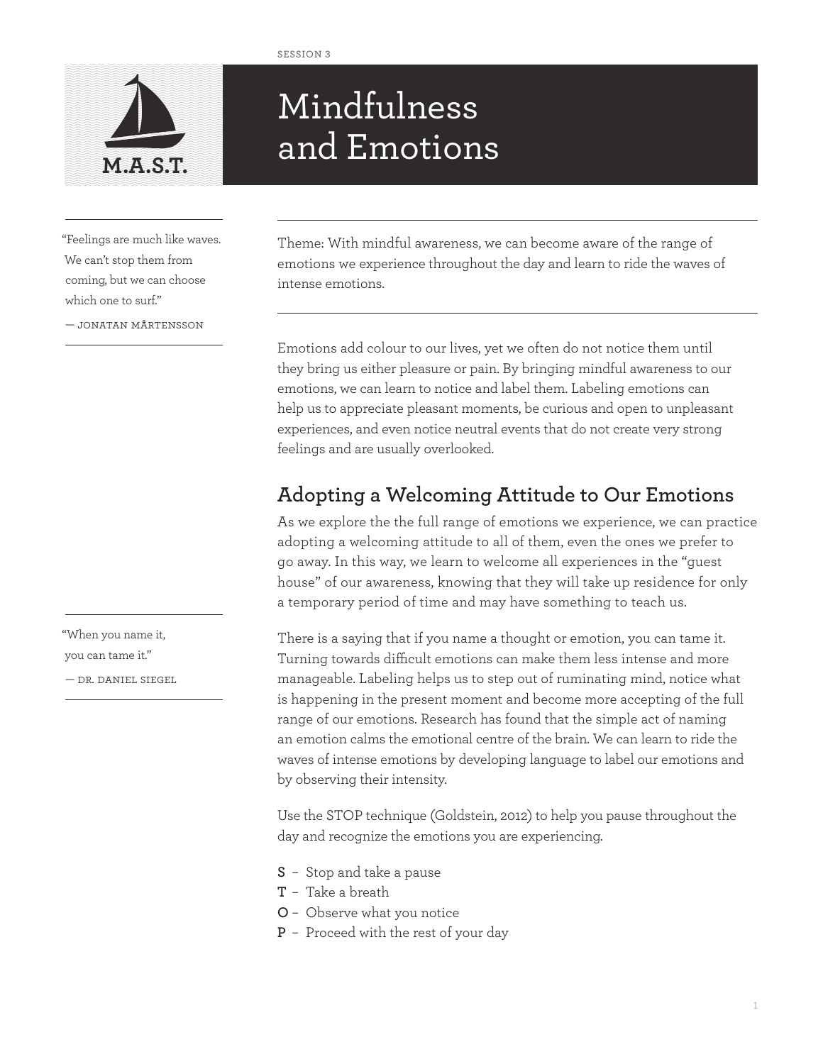SESSION 3

M.A.S.T.

# Mindfulness and Emotions

> "Feelings are much like waves. We can't stop them from coming, but we can choose which one to surf."
>
> — JONATAN MÅRTENSSON

Theme: With mindful awareness, we can become aware of the range of emotions we experience throughout the day and learn to ride the waves of intense emotions.

Emotions add colour to our lives, yet we often do not notice them until they bring us either pleasure or pain. By bringing mindful awareness to our emotions, we can learn to notice and label them. Labeling emotions can help us to appreciate pleasant moments, be curious and open to unpleasant experiences, and even notice neutral events that do not create very strong feelings and are usually overlooked.

## Adopting a Welcoming Attitude to Our Emotions

As we explore the the full range of emotions we experience, we can practice adopting a welcoming attitude to all of them, even the ones we prefer to go away. In this way, we learn to welcome all experiences in the "guest house" of our awareness, knowing that they will take up residence for only a temporary period of time and may have something to teach us.

> "When you name it, you can tame it."
>
> — DR. DANIEL SIEGEL

There is a saying that if you name a thought or emotion, you can tame it. Turning towards difficult emotions can make them less intense and more manageable. Labeling helps us to step out of ruminating mind, notice what is happening in the present moment and become more accepting of the full range of our emotions. Research has found that the simple act of naming an emotion calms the emotional centre of the brain. We can learn to ride the waves of intense emotions by developing language to label our emotions and by observing their intensity.

Use the STOP technique (Goldstein, 2012) to help you pause throughout the day and recognize the emotions you are experiencing.

- **S** – Stop and take a pause
- **T** – Take a breath
- **O** – Observe what you notice
- **P** – Proceed with the rest of your day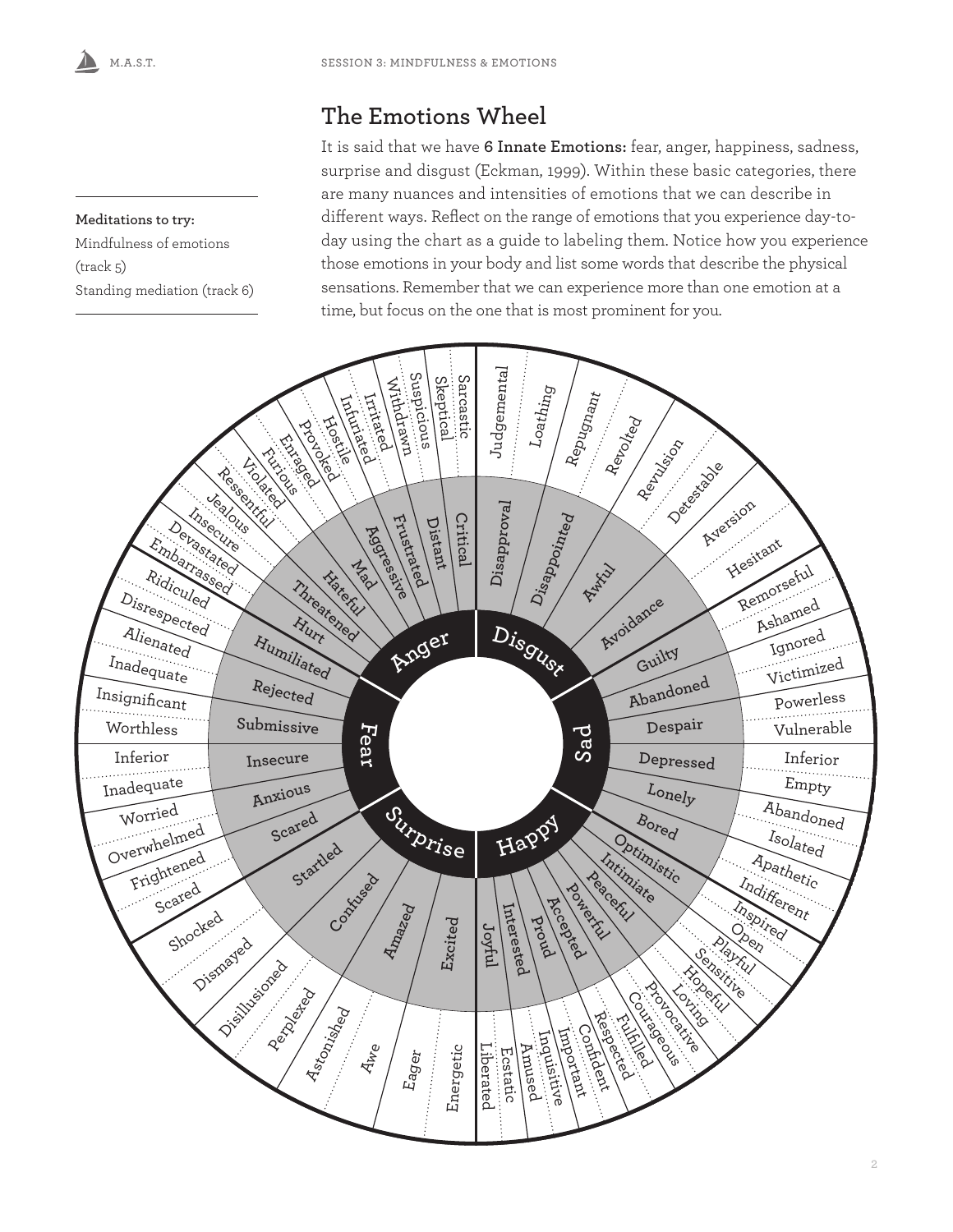Meditations to try:

Mindfulness of emotions (track 5)

Standing mediation (track 6)

## The Emotions Wheel

It is said that we have **6 Innate Emotions:** fear, anger, happiness, sadness, surprise and disgust (Eckman, 1999). Within these basic categories, there are many nuances and intensities of emotions that we can describe in different ways. Reflect on the range of emotions that you experience day-to-day using the chart as a guide to labeling them. Notice how you experience those emotions in your body and list some words that describe the physical sensations. Remember that we can experience more than one emotion at a time, but focus on the one that is most prominent for you.

Anger
Critical
Sarcastic
Skeptical
Distant
Suspicious
Withdrawn
Frustrated
Irritated
Infuriated
Aggressive
Hostile
Provoked
Mad
Enraged
Furious
Hateful
Violated
Ressentful
Threatened
Jealous
Insecure
Hurt
Devastated
Embarrassed

Disgust
Disapproval
Judgemental
Loathing
Disappointed
Repugnant
Revolted
Awful
Revulsion
Detestable
Avoidance
Aversion
Hesitant

Sad
Guilty
Remorseful
Ashamed
Abandoned
Ignored
Victimized
Despair
Powerless
Vulnerable
Depressed
Inferior
Empty
Lonely
Abandoned
Isolated
Bored
Apathetic
Indifferent

Happy
Optimistic
Inspired
Open
Intimiate
Playful
Sensitive
Peaceful
Hopeful
Loving
Powerful
Provocative
Courageous
Accepted
Fulfilled
Respected
Proud
Confident
Important
Interested
Inquisitive
Amused
Joyful
Ecstatic
Liberated

Surprise
Excited
Energetic
Eager
Amazed
Awe
Astonished
Confused
Perplexed
Disillusioned
Startled
Dismayed
Shocked

Fear
Scared
Scared
Frightened
Anxious
Overwhelmed
Worried
Insecure
Inadequate
Inferior
Submissive
Worthless
Insignificant
Rejected
Inadequate
Alienated
Humiliated
Disrespected
Ridiculed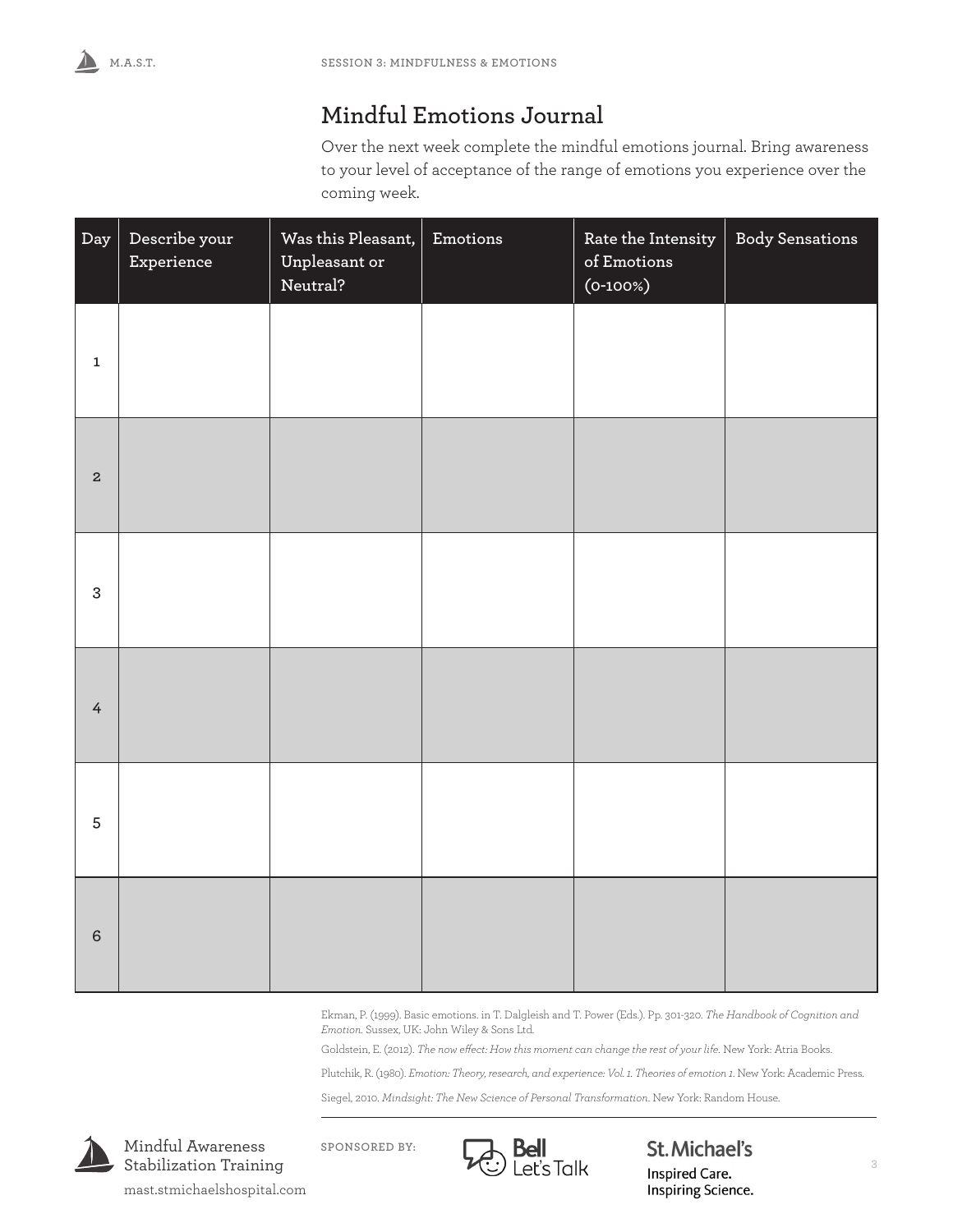## Mindful Emotions Journal

Over the next week complete the mindful emotions journal. Bring awareness to your level of acceptance of the range of emotions you experience over the coming week.

| Day | Describe your Experience | Was this Pleasant, Unpleasant or Neutral? | Emotions | Rate the Intensity of Emotions (0-100%) | Body Sensations |
|---|---|---|---|---|---|
| 1 | | | | | |
| 2 | | | | | |
| 3 | | | | | |
| 4 | | | | | |
| 5 | | | | | |
| 6 | | | | | |

Ekman, P. (1999). Basic emotions. in T. Dalgleish and T. Power (Eds.). Pp. 301-320. *The Handbook of Cognition and Emotion.* Sussex, UK: John Wiley & Sons Ltd.

Goldstein, E. (2012). *The now effect: How this moment can change the rest of your life.* New York: Atria Books.

Plutchik, R. (1980). *Emotion: Theory, research, and experience: Vol. 1. Theories of emotion 1.* New York: Academic Press.

Siegel, 2010. *Mindsight: The New Science of Personal Transformation.* New York: Random House.

Mindful Awareness Stabilization Training
mast.stmichaelshospital.com

SPONSORED BY: Bell Let's Talk

St. Michael's
Inspired Care.
Inspiring Science.